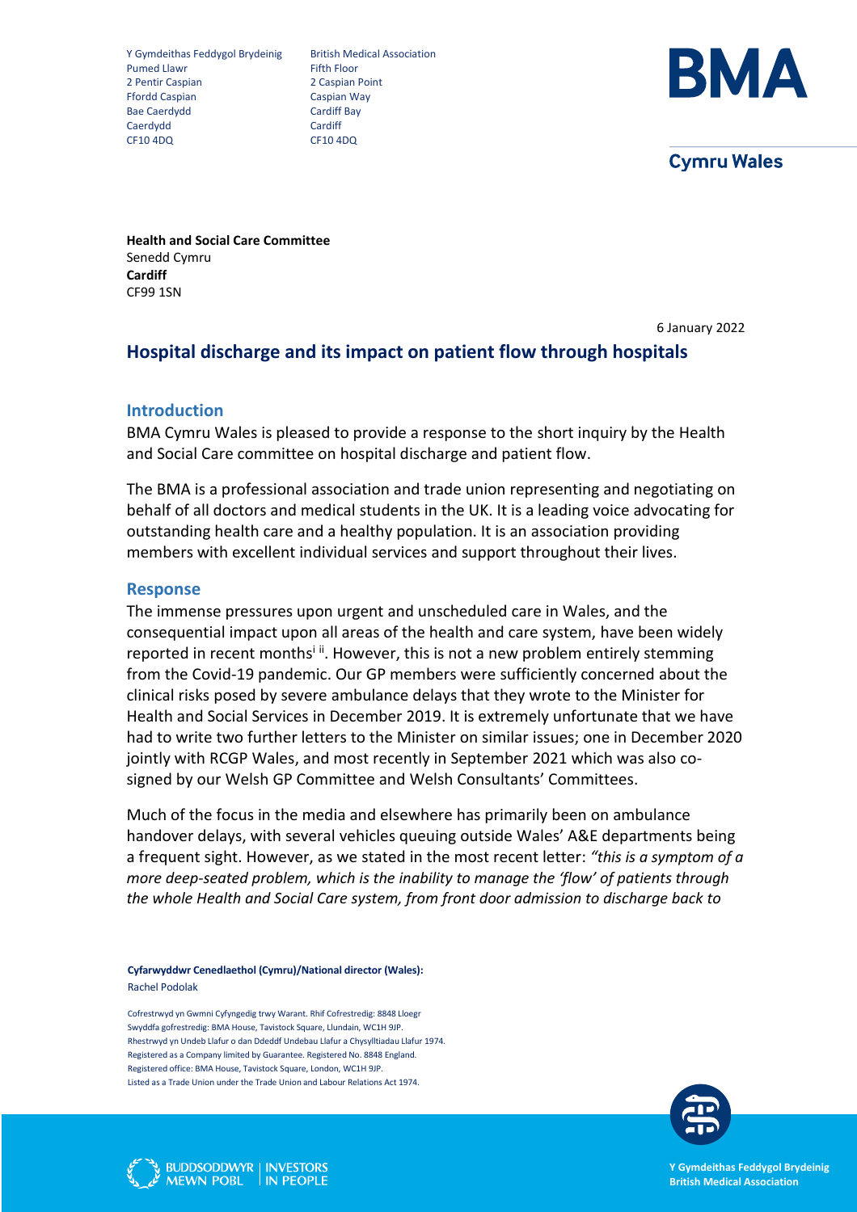Y Gymdeithas Feddygol Brydeinig
Pumed Llawr
2 Pentir Caspian
Ffordd Caspian
Bae Caerdydd
Caerdydd
CF10 4DQ

British Medical Association
Fifth Floor
2 Caspian Point
Caspian Way
Cardiff Bay
Cardiff
CF10 4DQ

**BMA**

**Cymru Wales**

**Health and Social Care Committee**
Senedd Cymru
**Cardiff**
CF99 1SN

6 January 2022

## Hospital discharge and its impact on patient flow through hospitals

### Introduction

BMA Cymru Wales is pleased to provide a response to the short inquiry by the Health and Social Care committee on hospital discharge and patient flow.

The BMA is a professional association and trade union representing and negotiating on behalf of all doctors and medical students in the UK. It is a leading voice advocating for outstanding health care and a healthy population. It is an association providing members with excellent individual services and support throughout their lives.

### Response

The immense pressures upon urgent and unscheduled care in Wales, and the consequential impact upon all areas of the health and care system, have been widely reported in recent months[i ii]. However, this is not a new problem entirely stemming from the Covid-19 pandemic. Our GP members were sufficiently concerned about the clinical risks posed by severe ambulance delays that they wrote to the Minister for Health and Social Services in December 2019. It is extremely unfortunate that we have had to write two further letters to the Minister on similar issues; one in December 2020 jointly with RCGP Wales, and most recently in September 2021 which was also co-signed by our Welsh GP Committee and Welsh Consultants' Committees.

Much of the focus in the media and elsewhere has primarily been on ambulance handover delays, with several vehicles queuing outside Wales' A&E departments being a frequent sight. However, as we stated in the most recent letter: *"this is a symptom of a more deep-seated problem, which is the inability to manage the 'flow' of patients through the whole Health and Social Care system, from front door admission to discharge back to*

**Cyfarwyddwr Cenedlaethol (Cymru)/National director (Wales):**
Rachel Podolak

Cofrestrwyd yn Gwmni Cyfyngedig trwy Warant. Rhif Cofrestredig: 8848 Lloegr
Swyddfa gofrestredig: BMA House, Tavistock Square, Llundain, WC1H 9JP.
Rhestrwyd yn Undeb Llafur o dan Ddeddf Undebau Llafur a Chysylltiadau Llafur 1974.
Registered as a Company limited by Guarantee. Registered No. 8848 England.
Registered office: BMA House, Tavistock Square, London, WC1H 9JP.
Listed as a Trade Union under the Trade Union and Labour Relations Act 1974.

BUDDSODDWYR MEWN POBL | INVESTORS IN PEOPLE

**Y Gymdeithas Feddygol Brydeinig**
**British Medical Association**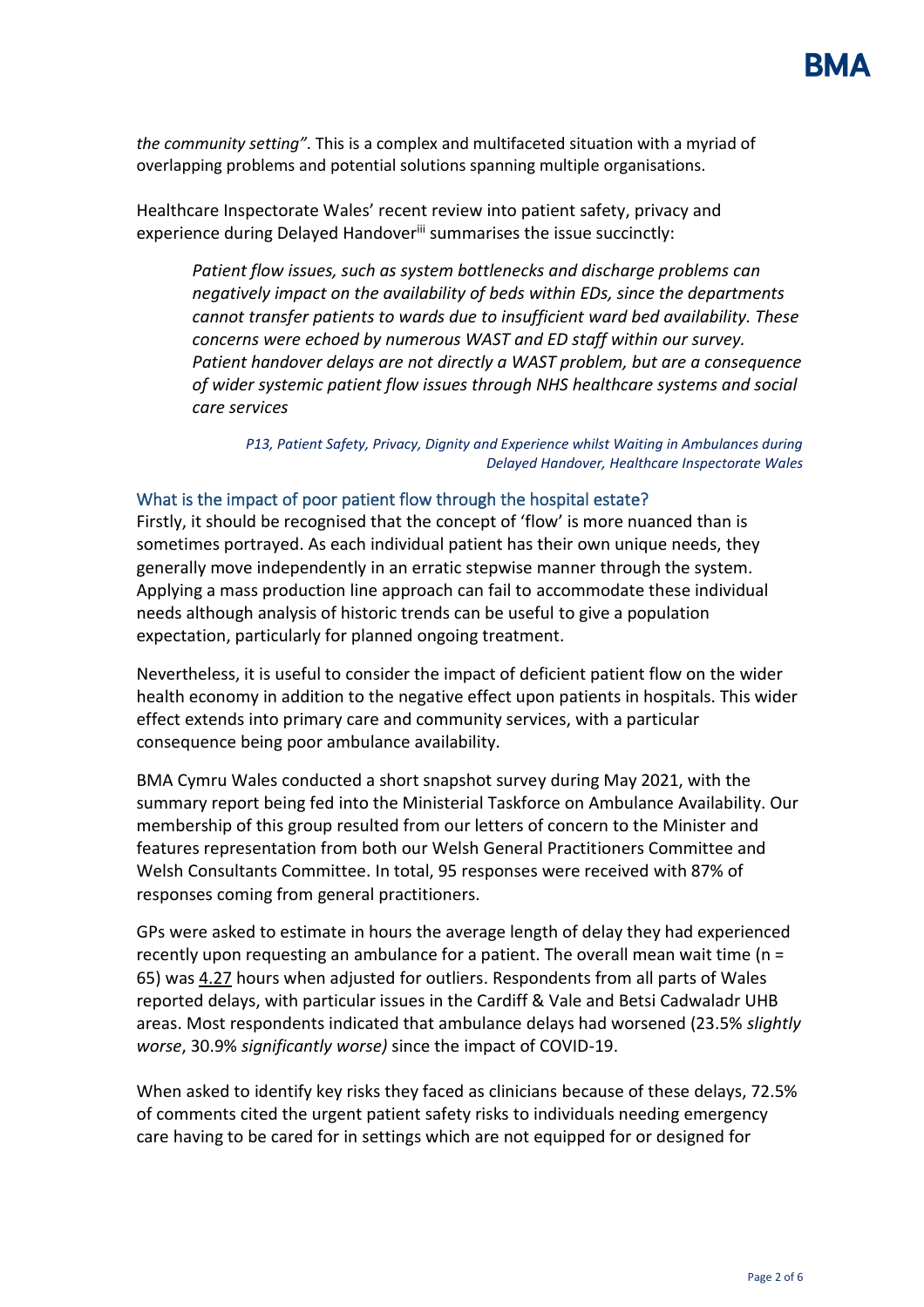*the community setting"*. This is a complex and multifaceted situation with a myriad of overlapping problems and potential solutions spanning multiple organisations.

Healthcare Inspectorate Wales' recent review into patient safety, privacy and experience during Delayed Handover[iii] summarises the issue succinctly:

> *Patient flow issues, such as system bottlenecks and discharge problems can negatively impact on the availability of beds within EDs, since the departments cannot transfer patients to wards due to insufficient ward bed availability. These concerns were echoed by numerous WAST and ED staff within our survey. Patient handover delays are not directly a WAST problem, but are a consequence of wider systemic patient flow issues through NHS healthcare systems and social care services*
>
> *P13, Patient Safety, Privacy, Dignity and Experience whilst Waiting in Ambulances during Delayed Handover, Healthcare Inspectorate Wales*

### What is the impact of poor patient flow through the hospital estate?

Firstly, it should be recognised that the concept of 'flow' is more nuanced than is sometimes portrayed. As each individual patient has their own unique needs, they generally move independently in an erratic stepwise manner through the system. Applying a mass production line approach can fail to accommodate these individual needs although analysis of historic trends can be useful to give a population expectation, particularly for planned ongoing treatment.

Nevertheless, it is useful to consider the impact of deficient patient flow on the wider health economy in addition to the negative effect upon patients in hospitals. This wider effect extends into primary care and community services, with a particular consequence being poor ambulance availability.

BMA Cymru Wales conducted a short snapshot survey during May 2021, with the summary report being fed into the Ministerial Taskforce on Ambulance Availability. Our membership of this group resulted from our letters of concern to the Minister and features representation from both our Welsh General Practitioners Committee and Welsh Consultants Committee. In total, 95 responses were received with 87% of responses coming from general practitioners.

GPs were asked to estimate in hours the average length of delay they had experienced recently upon requesting an ambulance for a patient. The overall mean wait time (n = 65) was 4.27 hours when adjusted for outliers. Respondents from all parts of Wales reported delays, with particular issues in the Cardiff & Vale and Betsi Cadwaladr UHB areas. Most respondents indicated that ambulance delays had worsened (23.5% *slightly worse*, 30.9% *significantly worse)* since the impact of COVID-19.

When asked to identify key risks they faced as clinicians because of these delays, 72.5% of comments cited the urgent patient safety risks to individuals needing emergency care having to be cared for in settings which are not equipped for or designed for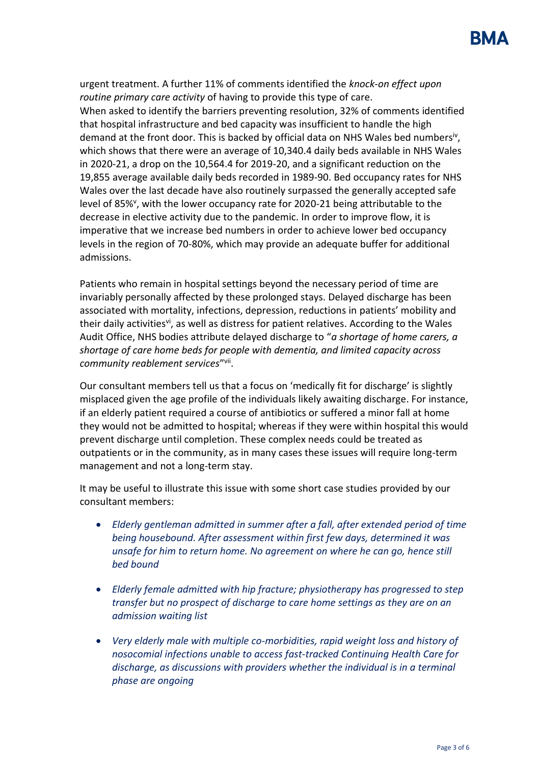urgent treatment. A further 11% of comments identified the *knock-on effect upon routine primary care activity* of having to provide this type of care.
When asked to identify the barriers preventing resolution, 32% of comments identified that hospital infrastructure and bed capacity was insufficient to handle the high demand at the front door. This is backed by official data on NHS Wales bed numbers[iv], which shows that there were an average of 10,340.4 daily beds available in NHS Wales in 2020-21, a drop on the 10,564.4 for 2019-20, and a significant reduction on the 19,855 average available daily beds recorded in 1989-90. Bed occupancy rates for NHS Wales over the last decade have also routinely surpassed the generally accepted safe level of 85%[v], with the lower occupancy rate for 2020-21 being attributable to the decrease in elective activity due to the pandemic. In order to improve flow, it is imperative that we increase bed numbers in order to achieve lower bed occupancy levels in the region of 70-80%, which may provide an adequate buffer for additional admissions.

Patients who remain in hospital settings beyond the necessary period of time are invariably personally affected by these prolonged stays. Delayed discharge has been associated with mortality, infections, depression, reductions in patients' mobility and their daily activities[vi], as well as distress for patient relatives. According to the Wales Audit Office, NHS bodies attribute delayed discharge to "*a shortage of home carers, a shortage of care home beds for people with dementia, and limited capacity across community reablement services*"[vii].

Our consultant members tell us that a focus on 'medically fit for discharge' is slightly misplaced given the age profile of the individuals likely awaiting discharge. For instance, if an elderly patient required a course of antibiotics or suffered a minor fall at home they would not be admitted to hospital; whereas if they were within hospital this would prevent discharge until completion. These complex needs could be treated as outpatients or in the community, as in many cases these issues will require long-term management and not a long-term stay.

It may be useful to illustrate this issue with some short case studies provided by our consultant members:

- *Elderly gentleman admitted in summer after a fall, after extended period of time being housebound. After assessment within first few days, determined it was unsafe for him to return home. No agreement on where he can go, hence still bed bound*

- *Elderly female admitted with hip fracture; physiotherapy has progressed to step transfer but no prospect of discharge to care home settings as they are on an admission waiting list*

- *Very elderly male with multiple co-morbidities, rapid weight loss and history of nosocomial infections unable to access fast-tracked Continuing Health Care for discharge, as discussions with providers whether the individual is in a terminal phase are ongoing*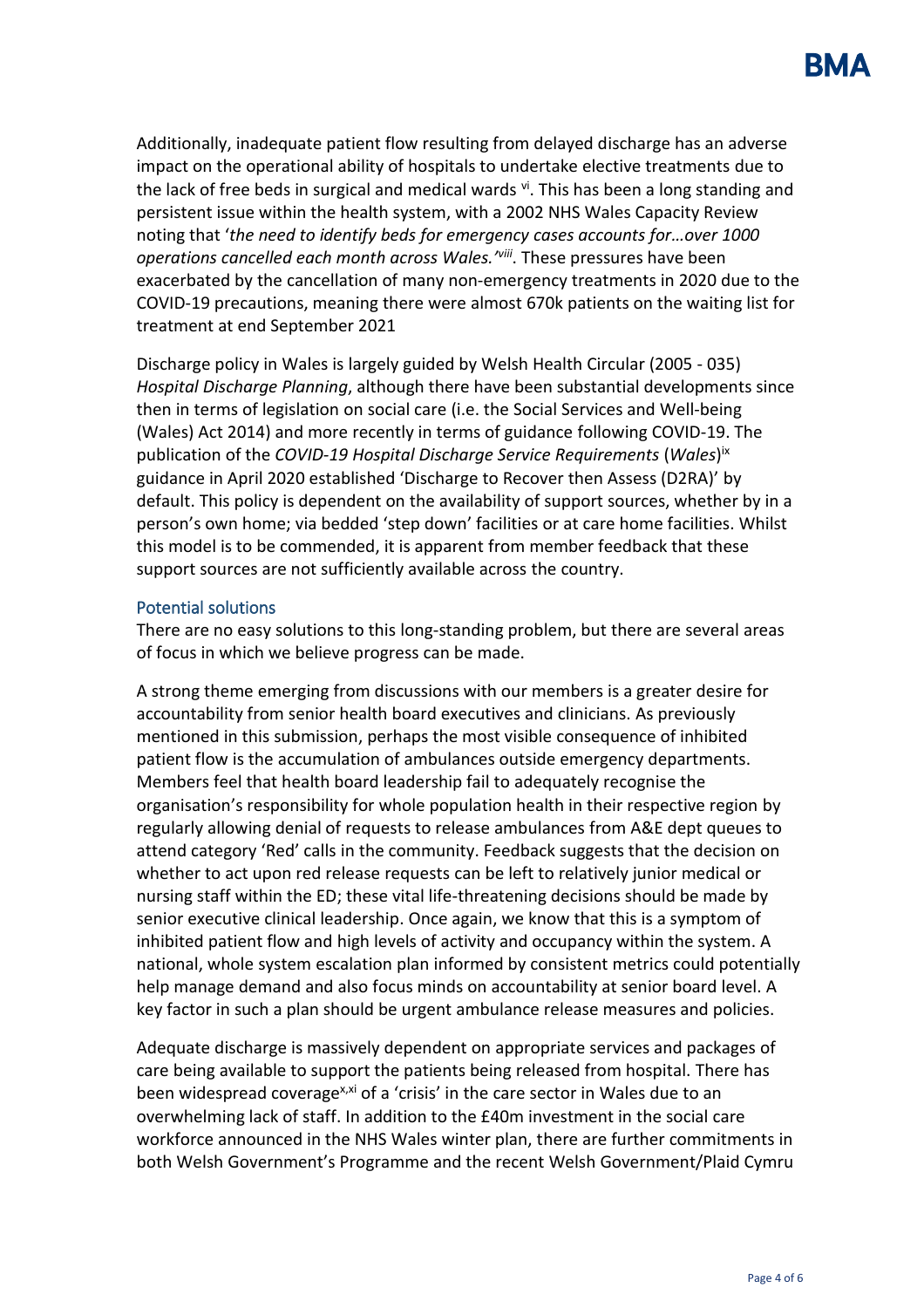Additionally, inadequate patient flow resulting from delayed discharge has an adverse impact on the operational ability of hospitals to undertake elective treatments due to the lack of free beds in surgical and medical wards [vi]. This has been a long standing and persistent issue within the health system, with a 2002 NHS Wales Capacity Review noting that '*the need to identify beds for emergency cases accounts for…over 1000 operations cancelled each month across Wales.'*[viii]. These pressures have been exacerbated by the cancellation of many non-emergency treatments in 2020 due to the COVID-19 precautions, meaning there were almost 670k patients on the waiting list for treatment at end September 2021

Discharge policy in Wales is largely guided by Welsh Health Circular (2005 - 035) *Hospital Discharge Planning*, although there have been substantial developments since then in terms of legislation on social care (i.e. the Social Services and Well-being (Wales) Act 2014) and more recently in terms of guidance following COVID-19. The publication of the *COVID-19 Hospital Discharge Service Requirements* (*Wales*)[ix] guidance in April 2020 established 'Discharge to Recover then Assess (D2RA)' by default. This policy is dependent on the availability of support sources, whether by in a person's own home; via bedded 'step down' facilities or at care home facilities. Whilst this model is to be commended, it is apparent from member feedback that these support sources are not sufficiently available across the country.

## Potential solutions

There are no easy solutions to this long-standing problem, but there are several areas of focus in which we believe progress can be made.

A strong theme emerging from discussions with our members is a greater desire for accountability from senior health board executives and clinicians. As previously mentioned in this submission, perhaps the most visible consequence of inhibited patient flow is the accumulation of ambulances outside emergency departments. Members feel that health board leadership fail to adequately recognise the organisation's responsibility for whole population health in their respective region by regularly allowing denial of requests to release ambulances from A&E dept queues to attend category 'Red' calls in the community. Feedback suggests that the decision on whether to act upon red release requests can be left to relatively junior medical or nursing staff within the ED; these vital life-threatening decisions should be made by senior executive clinical leadership. Once again, we know that this is a symptom of inhibited patient flow and high levels of activity and occupancy within the system. A national, whole system escalation plan informed by consistent metrics could potentially help manage demand and also focus minds on accountability at senior board level. A key factor in such a plan should be urgent ambulance release measures and policies.

Adequate discharge is massively dependent on appropriate services and packages of care being available to support the patients being released from hospital. There has been widespread coverage[x,xi] of a 'crisis' in the care sector in Wales due to an overwhelming lack of staff. In addition to the £40m investment in the social care workforce announced in the NHS Wales winter plan, there are further commitments in both Welsh Government's Programme and the recent Welsh Government/Plaid Cymru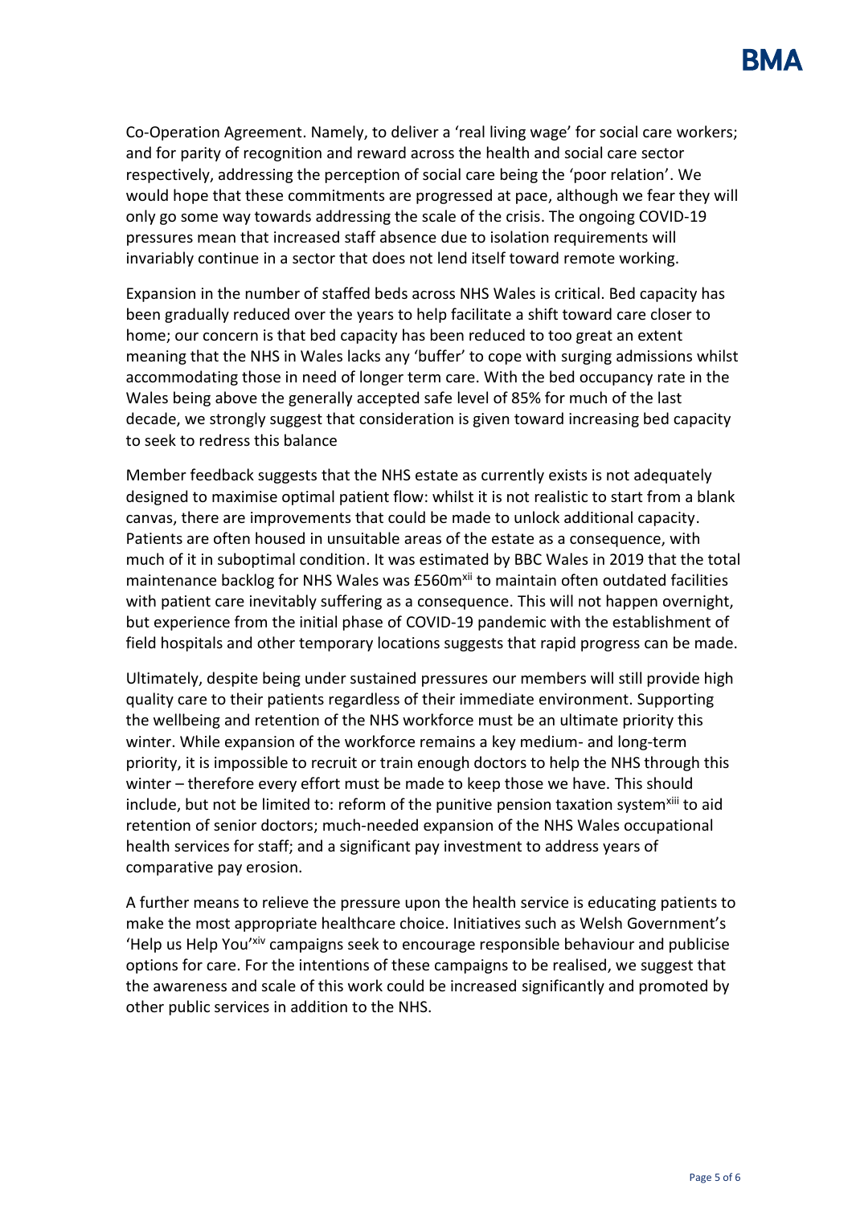Co-Operation Agreement. Namely, to deliver a 'real living wage' for social care workers; and for parity of recognition and reward across the health and social care sector respectively, addressing the perception of social care being the 'poor relation'. We would hope that these commitments are progressed at pace, although we fear they will only go some way towards addressing the scale of the crisis. The ongoing COVID-19 pressures mean that increased staff absence due to isolation requirements will invariably continue in a sector that does not lend itself toward remote working.

Expansion in the number of staffed beds across NHS Wales is critical. Bed capacity has been gradually reduced over the years to help facilitate a shift toward care closer to home; our concern is that bed capacity has been reduced to too great an extent meaning that the NHS in Wales lacks any 'buffer' to cope with surging admissions whilst accommodating those in need of longer term care. With the bed occupancy rate in the Wales being above the generally accepted safe level of 85% for much of the last decade, we strongly suggest that consideration is given toward increasing bed capacity to seek to redress this balance

Member feedback suggests that the NHS estate as currently exists is not adequately designed to maximise optimal patient flow: whilst it is not realistic to start from a blank canvas, there are improvements that could be made to unlock additional capacity. Patients are often housed in unsuitable areas of the estate as a consequence, with much of it in suboptimal condition. It was estimated by BBC Wales in 2019 that the total maintenance backlog for NHS Wales was £560m[xii] to maintain often outdated facilities with patient care inevitably suffering as a consequence. This will not happen overnight, but experience from the initial phase of COVID-19 pandemic with the establishment of field hospitals and other temporary locations suggests that rapid progress can be made.

Ultimately, despite being under sustained pressures our members will still provide high quality care to their patients regardless of their immediate environment. Supporting the wellbeing and retention of the NHS workforce must be an ultimate priority this winter. While expansion of the workforce remains a key medium- and long-term priority, it is impossible to recruit or train enough doctors to help the NHS through this winter – therefore every effort must be made to keep those we have. This should include, but not be limited to: reform of the punitive pension taxation system[xiii] to aid retention of senior doctors; much-needed expansion of the NHS Wales occupational health services for staff; and a significant pay investment to address years of comparative pay erosion.

A further means to relieve the pressure upon the health service is educating patients to make the most appropriate healthcare choice. Initiatives such as Welsh Government's 'Help us Help You'[xiv] campaigns seek to encourage responsible behaviour and publicise options for care. For the intentions of these campaigns to be realised, we suggest that the awareness and scale of this work could be increased significantly and promoted by other public services in addition to the NHS.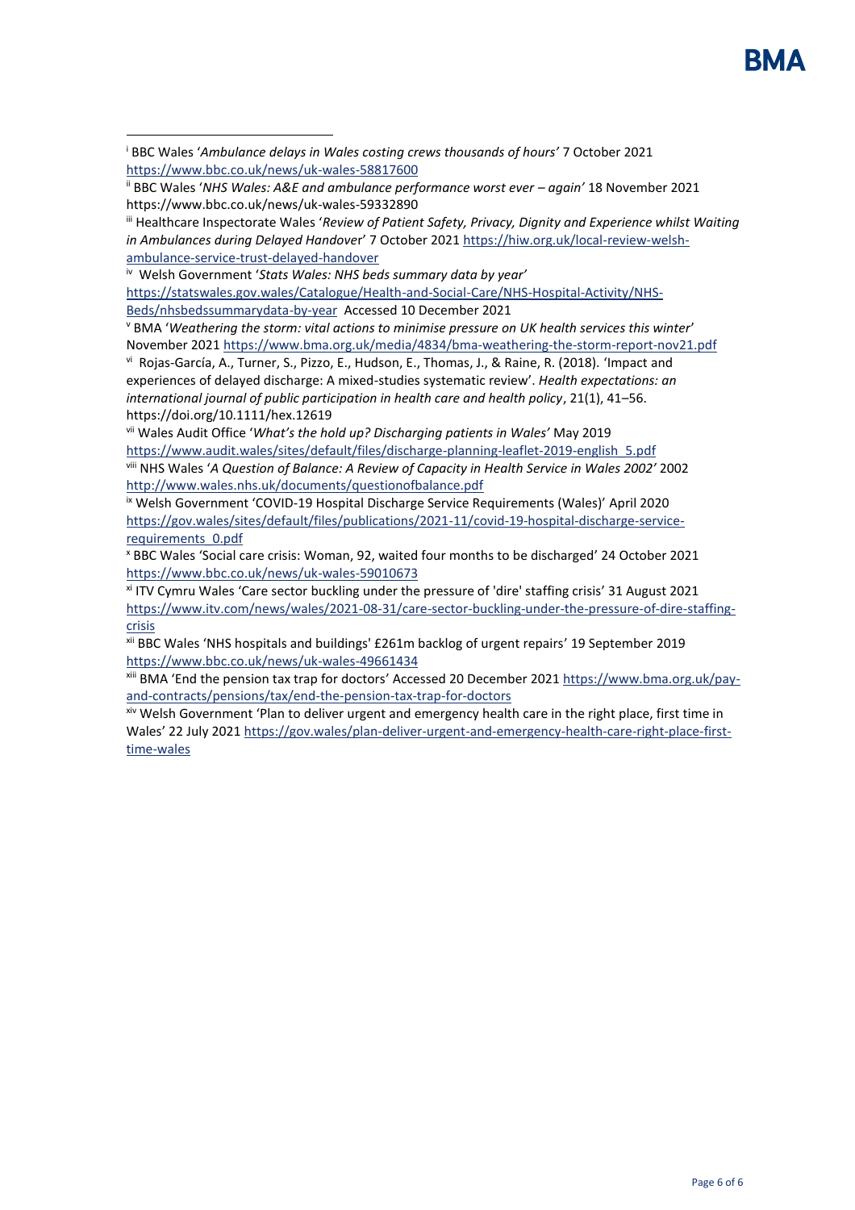[i] BBC Wales '*Ambulance delays in Wales costing crews thousands of hours'* 7 October 2021 https://www.bbc.co.uk/news/uk-wales-58817600

[ii] BBC Wales '*NHS Wales: A&E and ambulance performance worst ever – again'* 18 November 2021 https://www.bbc.co.uk/news/uk-wales-59332890

[iii] Healthcare Inspectorate Wales '*Review of Patient Safety, Privacy, Dignity and Experience whilst Waiting in Ambulances during Delayed Handover*' 7 October 2021 https://hiw.org.uk/local-review-welsh-ambulance-service-trust-delayed-handover

[iv] Welsh Government '*Stats Wales: NHS beds summary data by year'* https://statswales.gov.wales/Catalogue/Health-and-Social-Care/NHS-Hospital-Activity/NHS-Beds/nhsbedssummarydata-by-year Accessed 10 December 2021

[v] BMA '*Weathering the storm: vital actions to minimise pressure on UK health services this winter*' November 2021 https://www.bma.org.uk/media/4834/bma-weathering-the-storm-report-nov21.pdf

[vi] Rojas-García, A., Turner, S., Pizzo, E., Hudson, E., Thomas, J., & Raine, R. (2018). 'Impact and experiences of delayed discharge: A mixed-studies systematic review'. *Health expectations: an international journal of public participation in health care and health policy*, 21(1), 41–56. https://doi.org/10.1111/hex.12619

[vii] Wales Audit Office '*What's the hold up? Discharging patients in Wales'* May 2019 https://www.audit.wales/sites/default/files/discharge-planning-leaflet-2019-english_5.pdf

[viii] NHS Wales '*A Question of Balance: A Review of Capacity in Health Service in Wales 2002'* 2002 http://www.wales.nhs.uk/documents/questionofbalance.pdf

[ix] Welsh Government 'COVID-19 Hospital Discharge Service Requirements (Wales)' April 2020 https://gov.wales/sites/default/files/publications/2021-11/covid-19-hospital-discharge-service-requirements_0.pdf

[x] BBC Wales 'Social care crisis: Woman, 92, waited four months to be discharged' 24 October 2021 https://www.bbc.co.uk/news/uk-wales-59010673

[xi] ITV Cymru Wales 'Care sector buckling under the pressure of 'dire' staffing crisis' 31 August 2021 https://www.itv.com/news/wales/2021-08-31/care-sector-buckling-under-the-pressure-of-dire-staffing-crisis

[xii] BBC Wales 'NHS hospitals and buildings' £261m backlog of urgent repairs' 19 September 2019 https://www.bbc.co.uk/news/uk-wales-49661434

[xiii] BMA 'End the pension tax trap for doctors' Accessed 20 December 2021 https://www.bma.org.uk/pay-and-contracts/pensions/tax/end-the-pension-tax-trap-for-doctors

[xiv] Welsh Government 'Plan to deliver urgent and emergency health care in the right place, first time in Wales' 22 July 2021 https://gov.wales/plan-deliver-urgent-and-emergency-health-care-right-place-first-time-wales